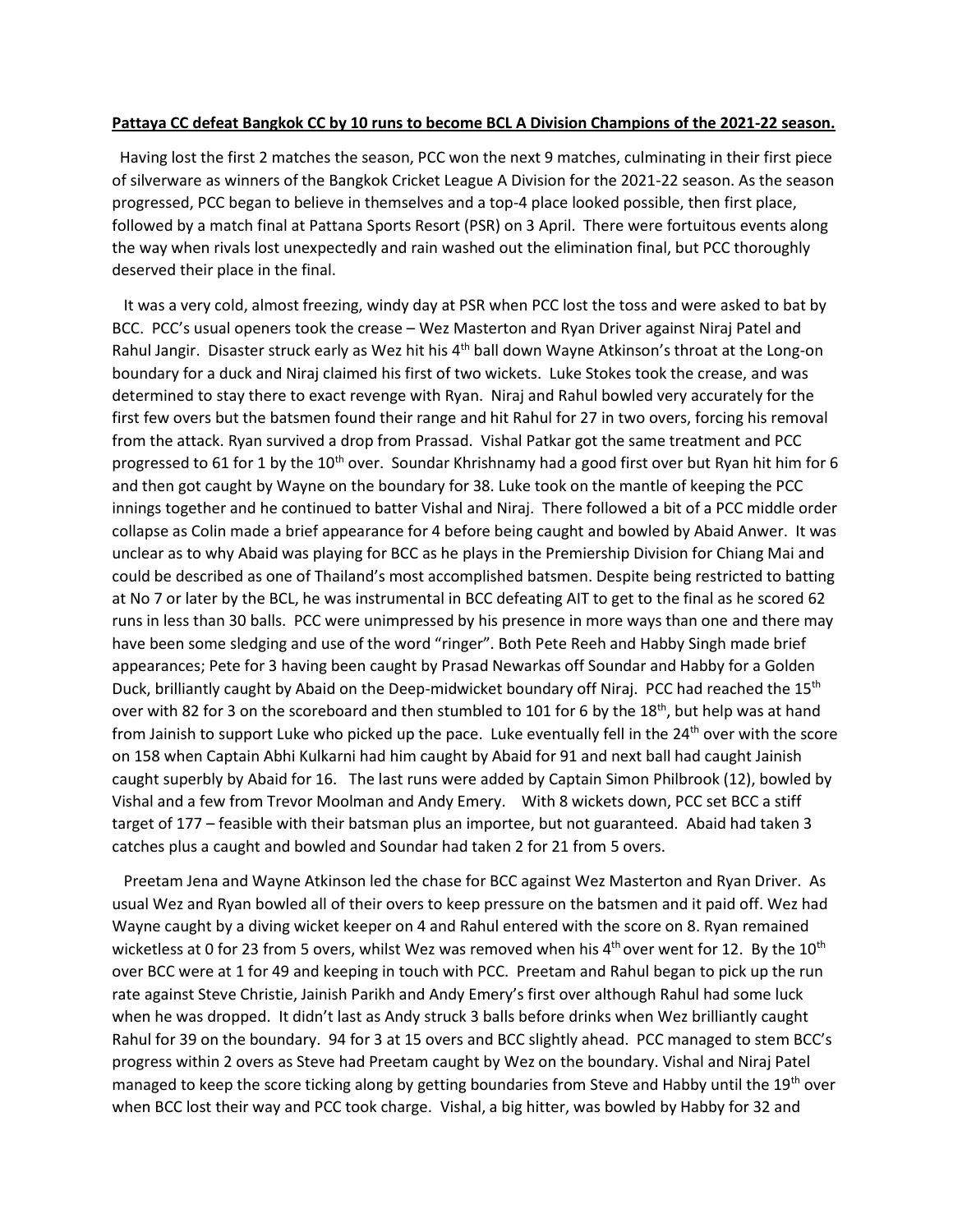**Pattaya CC defeat Bangkok CC by 10 runs to become BCL A Division Champions of the 2021-22 season.**

Having lost the first 2 matches the season, PCC won the next 9 matches, culminating in their first piece of silverware as winners of the Bangkok Cricket League A Division for the 2021-22 season. As the season progressed, PCC began to believe in themselves and a top-4 place looked possible, then first place, followed by a match final at Pattana Sports Resort (PSR) on 3 April. There were fortuitous events along the way when rivals lost unexpectedly and rain washed out the elimination final, but PCC thoroughly deserved their place in the final.

It was a very cold, almost freezing, windy day at PSR when PCC lost the toss and were asked to bat by BCC. PCC's usual openers took the crease – Wez Masterton and Ryan Driver against Niraj Patel and Rahul Jangir. Disaster struck early as Wez hit his 4th ball down Wayne Atkinson's throat at the Long-on boundary for a duck and Niraj claimed his first of two wickets. Luke Stokes took the crease, and was determined to stay there to exact revenge with Ryan. Niraj and Rahul bowled very accurately for the first few overs but the batsmen found their range and hit Rahul for 27 in two overs, forcing his removal from the attack. Ryan survived a drop from Prassad. Vishal Patkar got the same treatment and PCC progressed to 61 for 1 by the 10th over. Soundar Khrishnamy had a good first over but Ryan hit him for 6 and then got caught by Wayne on the boundary for 38. Luke took on the mantle of keeping the PCC innings together and he continued to batter Vishal and Niraj. There followed a bit of a PCC middle order collapse as Colin made a brief appearance for 4 before being caught and bowled by Abaid Anwer. It was unclear as to why Abaid was playing for BCC as he plays in the Premiership Division for Chiang Mai and could be described as one of Thailand's most accomplished batsmen. Despite being restricted to batting at No 7 or later by the BCL, he was instrumental in BCC defeating AIT to get to the final as he scored 62 runs in less than 30 balls. PCC were unimpressed by his presence in more ways than one and there may have been some sledging and use of the word "ringer". Both Pete Reeh and Habby Singh made brief appearances; Pete for 3 having been caught by Prasad Newarkas off Soundar and Habby for a Golden Duck, brilliantly caught by Abaid on the Deep-midwicket boundary off Niraj. PCC had reached the 15th over with 82 for 3 on the scoreboard and then stumbled to 101 for 6 by the 18th, but help was at hand from Jainish to support Luke who picked up the pace. Luke eventually fell in the 24th over with the score on 158 when Captain Abhi Kulkarni had him caught by Abaid for 91 and next ball had caught Jainish caught superbly by Abaid for 16. The last runs were added by Captain Simon Philbrook (12), bowled by Vishal and a few from Trevor Moolman and Andy Emery. With 8 wickets down, PCC set BCC a stiff target of 177 – feasible with their batsman plus an importee, but not guaranteed. Abaid had taken 3 catches plus a caught and bowled and Soundar had taken 2 for 21 from 5 overs.

Preetam Jena and Wayne Atkinson led the chase for BCC against Wez Masterton and Ryan Driver. As usual Wez and Ryan bowled all of their overs to keep pressure on the batsmen and it paid off. Wez had Wayne caught by a diving wicket keeper on 4 and Rahul entered with the score on 8. Ryan remained wicketless at 0 for 23 from 5 overs, whilst Wez was removed when his 4th over went for 12. By the 10th over BCC were at 1 for 49 and keeping in touch with PCC. Preetam and Rahul began to pick up the run rate against Steve Christie, Jainish Parikh and Andy Emery's first over although Rahul had some luck when he was dropped. It didn't last as Andy struck 3 balls before drinks when Wez brilliantly caught Rahul for 39 on the boundary. 94 for 3 at 15 overs and BCC slightly ahead. PCC managed to stem BCC's progress within 2 overs as Steve had Preetam caught by Wez on the boundary. Vishal and Niraj Patel managed to keep the score ticking along by getting boundaries from Steve and Habby until the 19th over when BCC lost their way and PCC took charge. Vishal, a big hitter, was bowled by Habby for 32 and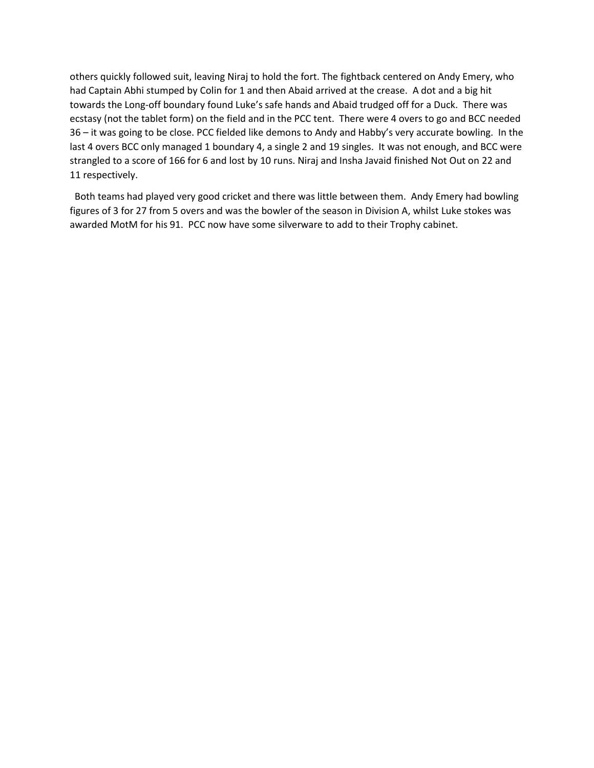others quickly followed suit, leaving Niraj to hold the fort. The fightback centered on Andy Emery, who had Captain Abhi stumped by Colin for 1 and then Abaid arrived at the crease. A dot and a big hit towards the Long-off boundary found Luke's safe hands and Abaid trudged off for a Duck. There was ecstasy (not the tablet form) on the field and in the PCC tent. There were 4 overs to go and BCC needed 36 – it was going to be close. PCC fielded like demons to Andy and Habby's very accurate bowling. In the last 4 overs BCC only managed 1 boundary 4, a single 2 and 19 singles. It was not enough, and BCC were strangled to a score of 166 for 6 and lost by 10 runs. Niraj and Insha Javaid finished Not Out on 22 and 11 respectively.

Both teams had played very good cricket and there was little between them. Andy Emery had bowling figures of 3 for 27 from 5 overs and was the bowler of the season in Division A, whilst Luke stokes was awarded MotM for his 91. PCC now have some silverware to add to their Trophy cabinet.